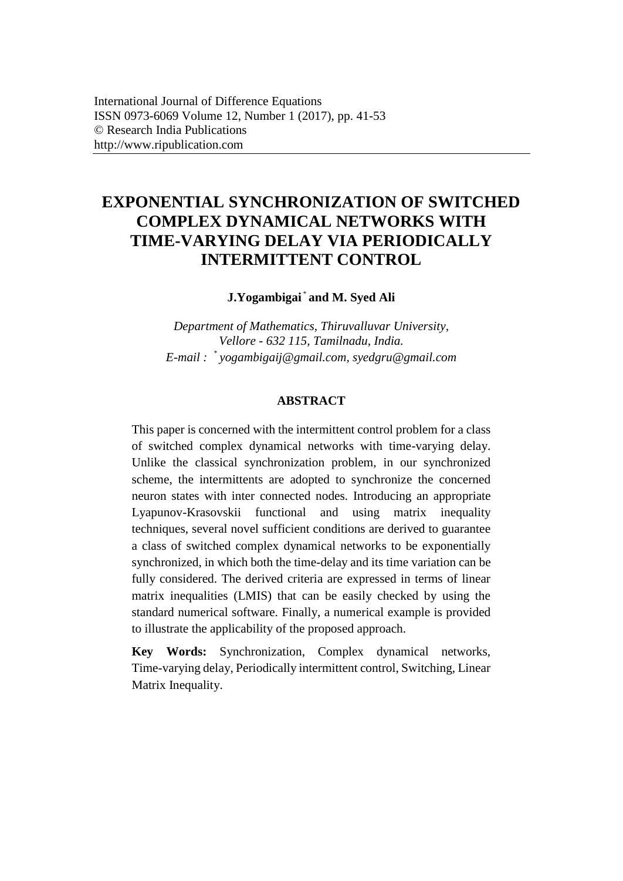International Journal of Difference Equations
ISSN 0973-6069 Volume 12, Number 1 (2017), pp. 41-53
© Research India Publications
http://www.ripublication.com

# EXPONENTIAL SYNCHRONIZATION OF SWITCHED COMPLEX DYNAMICAL NETWORKS WITH TIME-VARYING DELAY VIA PERIODICALLY INTERMITTENT CONTROL

**J.Yogambigai [*] and M. Syed Ali**

*Department of Mathematics, Thiruvalluvar University,*
*Vellore - 632 115, Tamilnadu, India.*
*E-mail : [*] yogambigaij@gmail.com, syedgru@gmail.com*

## ABSTRACT

This paper is concerned with the intermittent control problem for a class of switched complex dynamical networks with time-varying delay. Unlike the classical synchronization problem, in our synchronized scheme, the intermittents are adopted to synchronize the concerned neuron states with inter connected nodes. Introducing an appropriate Lyapunov-Krasovskii functional and using matrix inequality techniques, several novel sufficient conditions are derived to guarantee a class of switched complex dynamical networks to be exponentially synchronized, in which both the time-delay and its time variation can be fully considered. The derived criteria are expressed in terms of linear matrix inequalities (LMIS) that can be easily checked by using the standard numerical software. Finally, a numerical example is provided to illustrate the applicability of the proposed approach.

**Key Words:** Synchronization, Complex dynamical networks, Time-varying delay, Periodically intermittent control, Switching, Linear Matrix Inequality.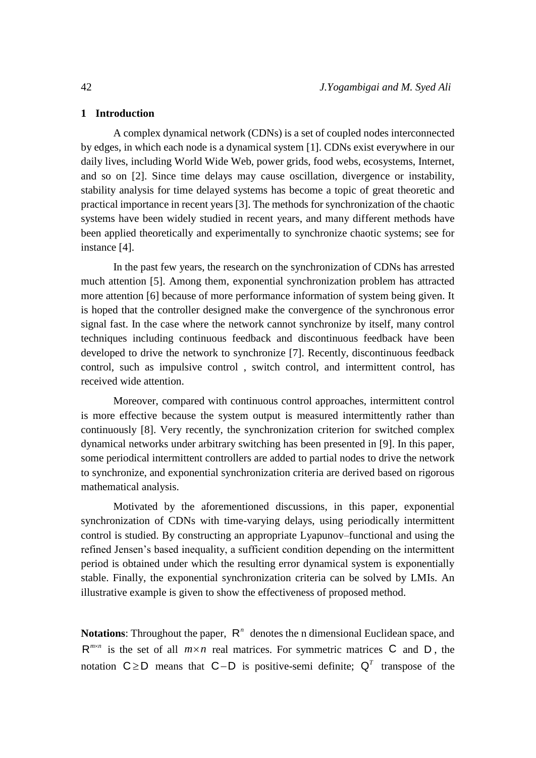## 1 Introduction

A complex dynamical network (CDNs) is a set of coupled nodes interconnected by edges, in which each node is a dynamical system [1]. CDNs exist everywhere in our daily lives, including World Wide Web, power grids, food webs, ecosystems, Internet, and so on [2]. Since time delays may cause oscillation, divergence or instability, stability analysis for time delayed systems has become a topic of great theoretic and practical importance in recent years [3]. The methods for synchronization of the chaotic systems have been widely studied in recent years, and many different methods have been applied theoretically and experimentally to synchronize chaotic systems; see for instance [4].

In the past few years, the research on the synchronization of CDNs has arrested much attention [5]. Among them, exponential synchronization problem has attracted more attention [6] because of more performance information of system being given. It is hoped that the controller designed make the convergence of the synchronous error signal fast. In the case where the network cannot synchronize by itself, many control techniques including continuous feedback and discontinuous feedback have been developed to drive the network to synchronize [7]. Recently, discontinuous feedback control, such as impulsive control , switch control, and intermittent control, has received wide attention.

Moreover, compared with continuous control approaches, intermittent control is more effective because the system output is measured intermittently rather than continuously [8]. Very recently, the synchronization criterion for switched complex dynamical networks under arbitrary switching has been presented in [9]. In this paper, some periodical intermittent controllers are added to partial nodes to drive the network to synchronize, and exponential synchronization criteria are derived based on rigorous mathematical analysis.

Motivated by the aforementioned discussions, in this paper, exponential synchronization of CDNs with time-varying delays, using periodically intermittent control is studied. By constructing an appropriate Lyapunov–functional and using the refined Jensen's based inequality, a sufficient condition depending on the intermittent period is obtained under which the resulting error dynamical system is exponentially stable. Finally, the exponential synchronization criteria can be solved by LMIs. An illustrative example is given to show the effectiveness of proposed method.

**Notations**: Throughout the paper, $R^n$ denotes the n dimensional Euclidean space, and $R^{m\times n}$ is the set of all $m\times n$ real matrices. For symmetric matrices $C$ and $D$, the notation $C\geq D$ means that $C-D$ is positive-semi definite; $Q^T$ transpose of the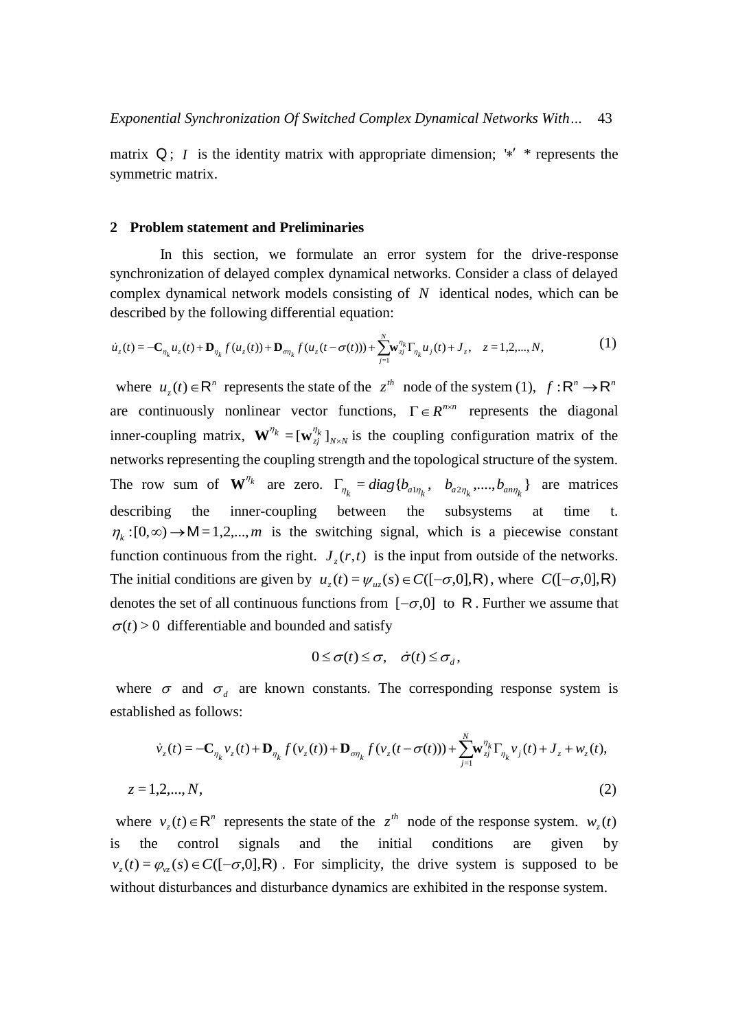matrix $\mathsf{Q}$; $I$ is the identity matrix with appropriate dimension; '$*$' $*$ represents the symmetric matrix.

## 2 Problem statement and Preliminaries

In this section, we formulate an error system for the drive-response synchronization of delayed complex dynamical networks. Consider a class of delayed complex dynamical network models consisting of $N$ identical nodes, which can be described by the following differential equation:

$$\dot{u}_z(t) = -\mathbf{C}_{\eta_k} u_z(t) + \mathbf{D}_{\eta_k} f(u_z(t)) + \mathbf{D}_{\sigma\eta_k} f(u_z(t-\sigma(t))) + \sum_{j=1}^{N} \mathbf{w}_{zj}^{\eta_k} \Gamma_{\eta_k} u_j(t) + J_z, \quad z = 1,2,...,N, \tag{1}$$

where $u_z(t) \in \mathsf{R}^n$ represents the state of the $z^{th}$ node of the system (1), $f : \mathsf{R}^n \to \mathsf{R}^n$ are continuously nonlinear vector functions, $\Gamma \in R^{n\times n}$ represents the diagonal inner-coupling matrix, $\mathbf{W}^{\eta_k} = [\mathbf{w}_{zj}^{\eta_k}]_{N\times N}$ is the coupling configuration matrix of the networks representing the coupling strength and the topological structure of the system. The row sum of $\mathbf{W}^{\eta_k}$ are zero. $\Gamma_{\eta_k} = diag\{b_{a1\eta_k},\ b_{a2\eta_k},....,b_{an\eta_k}\}$ are matrices describing the inner-coupling between the subsystems at time t. $\eta_k : [0,\infty) \to \mathsf{M} = 1,2,...,m$ is the switching signal, which is a piecewise constant function continuous from the right. $J_z(r,t)$ is the input from outside of the networks. The initial conditions are given by $u_z(t) = \psi_{uz}(s) \in C([-\sigma,0],\mathsf{R})$, where $C([-\sigma,0],\mathsf{R})$ denotes the set of all continuous functions from $[-\sigma,0]$ to $\mathsf{R}$. Further we assume that $\sigma(t) > 0$ differentiable and bounded and satisfy

$$0 \le \sigma(t) \le \sigma, \quad \dot{\sigma}(t) \le \sigma_d,$$

where $\sigma$ and $\sigma_d$ are known constants. The corresponding response system is established as follows:

$$\dot{v}_z(t) = -\mathbf{C}_{\eta_k} v_z(t) + \mathbf{D}_{\eta_k} f(v_z(t)) + \mathbf{D}_{\sigma\eta_k} f(v_z(t-\sigma(t))) + \sum_{j=1}^{N} \mathbf{w}_{zj}^{\eta_k} \Gamma_{\eta_k} v_j(t) + J_z + w_z(t),$$

$$z = 1,2,...,N, \tag{2}$$

where $v_z(t) \in \mathsf{R}^n$ represents the state of the $z^{th}$ node of the response system. $w_z(t)$ is the control signals and the initial conditions are given by $v_z(t) = \varphi_{vz}(s) \in C([-\sigma,0],\mathsf{R})$. For simplicity, the drive system is supposed to be without disturbances and disturbance dynamics are exhibited in the response system.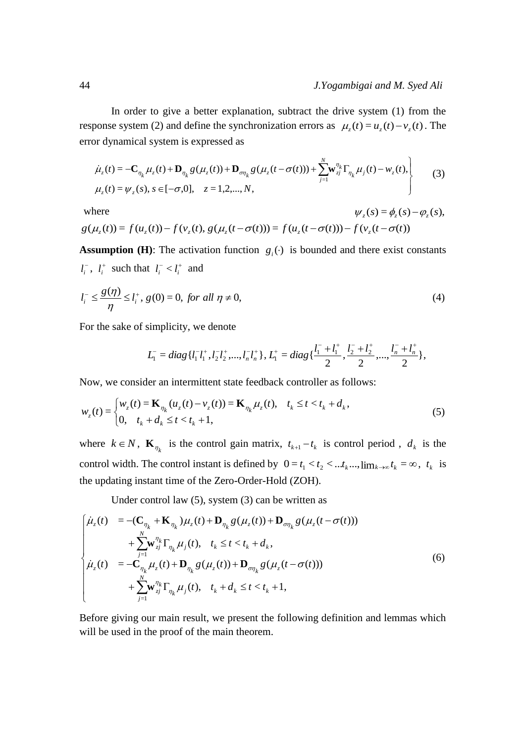In order to give a better explanation, subtract the drive system (1) from the response system (2) and define the synchronization errors as $\mu_z(t) = u_z(t) - v_z(t)$. The error dynamical system is expressed as

$$
\left.
\begin{aligned}
&\dot{\mu}_z(t) = -\mathbf{C}_{\eta_k}\mu_z(t) + \mathbf{D}_{\eta_k} g(\mu_z(t)) + \mathbf{D}_{\sigma\eta_k} g(\mu_z(t-\sigma(t))) + \sum_{j=1}^{N} \mathbf{w}_{zj}^{\eta_k} \Gamma_{\eta_k} \mu_j(t) - w_z(t), \\
&\mu_z(t) = \psi_z(s), s \in [-\sigma, 0], \quad z = 1,2,...,N,
\end{aligned}
\right\} \tag{3}
$$

where $\psi_z(s) = \phi_z(s) - \varphi_z(s)$,

$g(\mu_z(t)) = f(u_z(t)) - f(v_z(t), g(\mu_z(t-\sigma(t))) = f(u_z(t-\sigma(t))) - f(v_z(t-\sigma(t))$

**Assumption (H)**: The activation function $g_i(\cdot)$ is bounded and there exist constants $l_i^-$, $l_i^+$ such that $l_i^- < l_i^+$ and

$$
l_i^- \leq \frac{g(\eta)}{\eta} \leq l_i^+, \; g(0) = 0, \; \textit{for all } \eta \neq 0, \tag{4}
$$

For the sake of simplicity, we denote

$$
L_1^- = diag\{l_1^- l_1^+, l_2^- l_2^+, ..., l_n^- l_n^+\}, \; L_1^+ = diag\{\frac{l_1^- + l_1^+}{2}, \frac{l_2^- + l_2^+}{2}, ..., \frac{l_n^- + l_n^+}{2}\},
$$

Now, we consider an intermittent state feedback controller as follows:

$$
w_z(t) = \begin{cases} w_z(t) = \mathbf{K}_{\eta_k}(u_z(t) - v_z(t)) = \mathbf{K}_{\eta_k}\mu_z(t), & t_k \leq t < t_k + d_k, \\ 0, \quad t_k + d_k \leq t < t_k + 1, \end{cases} \tag{5}
$$

where $k \in N$, $\mathbf{K}_{\eta_k}$ is the control gain matrix, $t_{k+1} - t_k$ is control period , $d_k$ is the control width. The control instant is defined by $0 = t_1 < t_2 < ...t_k ..., \lim_{k\to\infty} t_k = \infty$, $t_k$ is the updating instant time of the Zero-Order-Hold (ZOH).

Under control law (5), system (3) can be written as

$$
\begin{cases}
\dot{\mu}_z(t) &= -(\mathbf{C}_{\eta_k} + \mathbf{K}_{\eta_k})\mu_z(t) + \mathbf{D}_{\eta_k} g(\mu_z(t)) + \mathbf{D}_{\sigma\eta_k} g(\mu_z(t-\sigma(t))) \\
&\quad + \sum_{j=1}^{N} \mathbf{w}_{zj}^{\eta_k} \Gamma_{\eta_k} \mu_j(t), \quad t_k \leq t < t_k + d_k, \\
\dot{\mu}_z(t) &= -\mathbf{C}_{\eta_k}\mu_z(t) + \mathbf{D}_{\eta_k} g(\mu_z(t)) + \mathbf{D}_{\sigma\eta_k} g(\mu_z(t-\sigma(t))) \\
&\quad + \sum_{j=1}^{N} \mathbf{w}_{zj}^{\eta_k} \Gamma_{\eta_k} \mu_j(t), \quad t_k + d_k \leq t < t_k + 1,
\end{cases} \tag{6}
$$

Before giving our main result, we present the following definition and lemmas which will be used in the proof of the main theorem.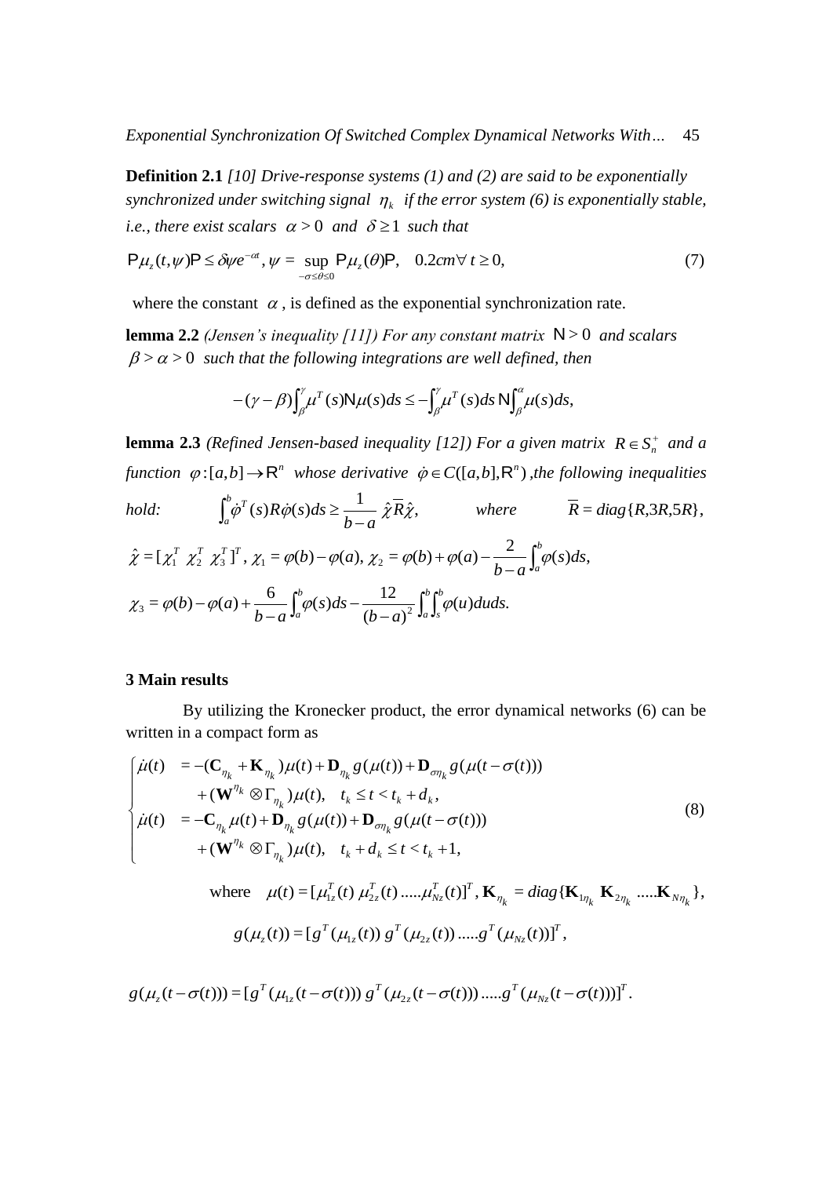**Definition 2.1** *[10] Drive-response systems (1) and (2) are said to be exponentially synchronized under switching signal $\eta_k$ if the error system (6) is exponentially stable, i.e., there exist scalars $\alpha > 0$ and $\delta \geq 1$ such that*

$$\|\mu_z(t,\psi)\| \leq \delta \psi e^{-\alpha t}, \psi = \sup_{-\sigma \leq \theta \leq 0} \|\mu_z(\theta)\|, \quad 0.2cm \forall\, t \geq 0, \tag{7}$$

where the constant $\alpha$, is defined as the exponential synchronization rate.

**lemma 2.2** *(Jensen's inequality [11]) For any constant matrix $N > 0$ and scalars $\beta > \alpha > 0$ such that the following integrations are well defined, then*

$$-(\gamma-\beta)\int_{\beta}^{\gamma} \mu^T(s) N \mu(s) ds \leq -\int_{\beta}^{\gamma} \mu^T(s) ds\, N \int_{\beta}^{\alpha} \mu(s) ds,$$

**lemma 2.3** *(Refined Jensen-based inequality [12]) For a given matrix $R \in S_n^+$ and a function $\varphi : [a,b] \to R^n$ whose derivative $\dot{\varphi} \in C([a,b], R^n)$ ,the following inequalities hold:* $\displaystyle\int_a^b \dot{\varphi}^T(s) R \dot{\varphi}(s) ds \geq \frac{1}{b-a} \hat{\chi} \overline{R} \hat{\chi},$ *where* $\overline{R} = diag\{R, 3R, 5R\}$,

$$\hat{\chi} = [\chi_1^T \ \chi_2^T \ \chi_3^T]^T, \ \chi_1 = \varphi(b) - \varphi(a), \ \chi_2 = \varphi(b) + \varphi(a) - \frac{2}{b-a}\int_a^b \varphi(s) ds,$$

$$\chi_3 = \varphi(b) - \varphi(a) + \frac{6}{b-a}\int_a^b \varphi(s) ds - \frac{12}{(b-a)^2}\int_a^b \int_s^b \varphi(u) du ds.$$

## 3 Main results

By utilizing the Kronecker product, the error dynamical networks (6) can be written in a compact form as

$$\begin{cases} \dot{\mu}(t) &= -(\mathbf{C}_{\eta_k} + \mathbf{K}_{\eta_k})\mu(t) + \mathbf{D}_{\eta_k} g(\mu(t)) + \mathbf{D}_{\sigma\eta_k} g(\mu(t-\sigma(t))) \\ &\quad + (\mathbf{W}^{\eta_k} \otimes \Gamma_{\eta_k})\mu(t), \quad t_k \leq t < t_k + d_k, \\ \dot{\mu}(t) &= -\mathbf{C}_{\eta_k}\mu(t) + \mathbf{D}_{\eta_k} g(\mu(t)) + \mathbf{D}_{\sigma\eta_k} g(\mu(t-\sigma(t))) \\ &\quad + (\mathbf{W}^{\eta_k} \otimes \Gamma_{\eta_k})\mu(t), \quad t_k + d_k \leq t < t_k + 1, \end{cases} \tag{8}$$

where $\mu(t) = [\mu_{1z}^T(t)\ \mu_{2z}^T(t) \ldots.. \mu_{Nz}^T(t)]^T, \mathbf{K}_{\eta_k} = diag\{\mathbf{K}_{1\eta_k}\ \mathbf{K}_{2\eta_k} \ldots.. \mathbf{K}_{N\eta_k}\},$

$$g(\mu_z(t)) = [g^T(\mu_{1z}(t))\ g^T(\mu_{2z}(t)) \ldots.. g^T(\mu_{Nz}(t))]^T,$$

$$g(\mu_z(t-\sigma(t))) = [g^T(\mu_{1z}(t-\sigma(t)))\ g^T(\mu_{2z}(t-\sigma(t))) \ldots.. g^T(\mu_{Nz}(t-\sigma(t)))]^T.$$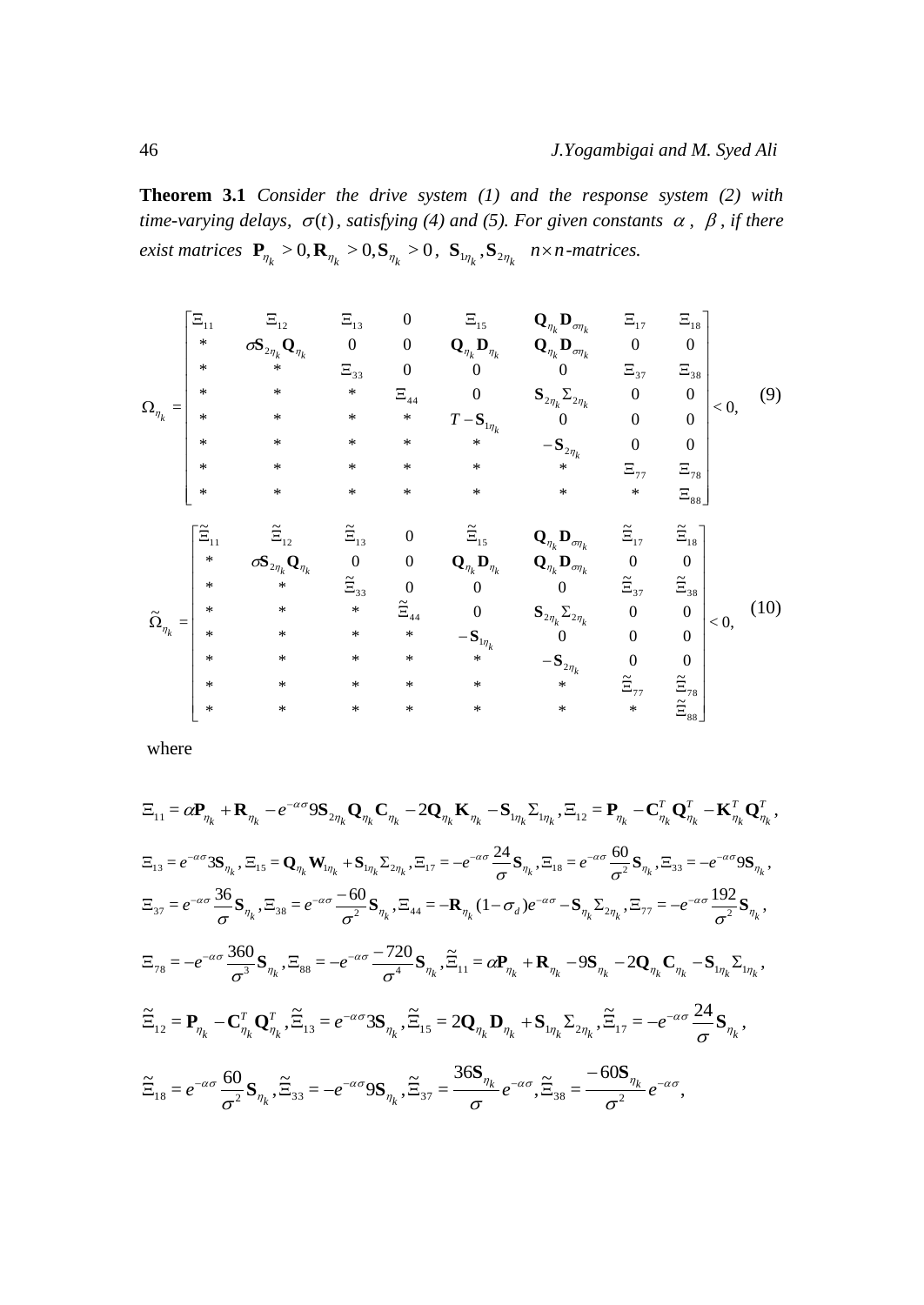**Theorem 3.1** *Consider the drive system (1) and the response system (2) with time-varying delays, $\sigma(t)$, satisfying (4) and (5). For given constants $\alpha$, $\beta$, if there exist matrices $\mathbf{P}_{\eta_k} > 0, \mathbf{R}_{\eta_k} > 0, \mathbf{S}_{\eta_k} > 0$, $\mathbf{S}_{1\eta_k}, \mathbf{S}_{2\eta_k}$ $n \times n$-matrices.*

$$
\Omega_{\eta_k} = \begin{bmatrix}
\Xi_{11} & \Xi_{12} & \Xi_{13} & 0 & \Xi_{15} & \mathbf{Q}_{\eta_k}\mathbf{D}_{\sigma\eta_k} & \Xi_{17} & \Xi_{18} \\
* & \sigma \mathbf{S}_{2\eta_k}\mathbf{Q}_{\eta_k} & 0 & 0 & \mathbf{Q}_{\eta_k}\mathbf{D}_{\eta_k} & \mathbf{Q}_{\eta_k}\mathbf{D}_{\sigma\eta_k} & 0 & 0 \\
* & * & \Xi_{33} & 0 & 0 & 0 & \Xi_{37} & \Xi_{38} \\
* & * & * & \Xi_{44} & 0 & \mathbf{S}_{2\eta_k}\Sigma_{2\eta_k} & 0 & 0 \\
* & * & * & * & T - \mathbf{S}_{1\eta_k} & 0 & 0 & 0 \\
* & * & * & * & * & -\mathbf{S}_{2\eta_k} & 0 & 0 \\
* & * & * & * & * & * & \Xi_{77} & \Xi_{78} \\
* & * & * & * & * & * & * & \Xi_{88}
\end{bmatrix} < 0, \quad (9)
$$

$$
\tilde{\Omega}_{\eta_k} = \begin{bmatrix}
\tilde{\Xi}_{11} & \tilde{\Xi}_{12} & \tilde{\Xi}_{13} & 0 & \tilde{\Xi}_{15} & \mathbf{Q}_{\eta_k}\mathbf{D}_{\sigma\eta_k} & \tilde{\Xi}_{17} & \tilde{\Xi}_{18} \\
* & \sigma \mathbf{S}_{2\eta_k}\mathbf{Q}_{\eta_k} & 0 & 0 & \mathbf{Q}_{\eta_k}\mathbf{D}_{\eta_k} & \mathbf{Q}_{\eta_k}\mathbf{D}_{\sigma\eta_k} & 0 & 0 \\
* & * & \tilde{\Xi}_{33} & 0 & 0 & 0 & \tilde{\Xi}_{37} & \tilde{\Xi}_{38} \\
* & * & * & \tilde{\Xi}_{44} & 0 & \mathbf{S}_{2\eta_k}\Sigma_{2\eta_k} & 0 & 0 \\
* & * & * & * & -\mathbf{S}_{1\eta_k} & 0 & 0 & 0 \\
* & * & * & * & * & -\mathbf{S}_{2\eta_k} & 0 & 0 \\
* & * & * & * & * & * & \tilde{\Xi}_{77} & \tilde{\Xi}_{78} \\
* & * & * & * & * & * & * & \tilde{\Xi}_{88}
\end{bmatrix} < 0, \quad (10)
$$

where

$$
\Xi_{11} = \alpha \mathbf{P}_{\eta_k} + \mathbf{R}_{\eta_k} - e^{-\alpha\sigma} 9\mathbf{S}_{2\eta_k}\mathbf{Q}_{\eta_k}\mathbf{C}_{\eta_k} - 2\mathbf{Q}_{\eta_k}\mathbf{K}_{\eta_k} - \mathbf{S}_{1\eta_k}\Sigma_{1\eta_k}, \Xi_{12} = \mathbf{P}_{\eta_k} - \mathbf{C}_{\eta_k}^T\mathbf{Q}_{\eta_k}^T - \mathbf{K}_{\eta_k}^T\mathbf{Q}_{\eta_k}^T,
$$

$$
\Xi_{13} = e^{-\alpha\sigma} 3\mathbf{S}_{\eta_k}, \Xi_{15} = \mathbf{Q}_{\eta_k}\mathbf{W}_{1\eta_k} + \mathbf{S}_{1\eta_k}\Sigma_{2\eta_k}, \Xi_{17} = -e^{-\alpha\sigma}\frac{24}{\sigma}\mathbf{S}_{\eta_k}, \Xi_{18} = e^{-\alpha\sigma}\frac{60}{\sigma^2}\mathbf{S}_{\eta_k}, \Xi_{33} = -e^{-\alpha\sigma} 9\mathbf{S}_{\eta_k},
$$

$$
\Xi_{37} = e^{-\alpha\sigma}\frac{36}{\sigma}\mathbf{S}_{\eta_k}, \Xi_{38} = e^{-\alpha\sigma}\frac{-60}{\sigma^2}\mathbf{S}_{\eta_k}, \Xi_{44} = -\mathbf{R}_{\eta_k}(1-\sigma_d)e^{-\alpha\sigma} - \mathbf{S}_{\eta_k}\Sigma_{2\eta_k}, \Xi_{77} = -e^{-\alpha\sigma}\frac{192}{\sigma^2}\mathbf{S}_{\eta_k},
$$

$$
\Xi_{78} = -e^{-\alpha\sigma}\frac{360}{\sigma^3}\mathbf{S}_{\eta_k}, \Xi_{88} = -e^{-\alpha\sigma}\frac{-720}{\sigma^4}\mathbf{S}_{\eta_k}, \tilde{\Xi}_{11} = \alpha\mathbf{P}_{\eta_k} + \mathbf{R}_{\eta_k} - 9\mathbf{S}_{\eta_k} - 2\mathbf{Q}_{\eta_k}\mathbf{C}_{\eta_k} - \mathbf{S}_{1\eta_k}\Sigma_{1\eta_k},
$$

$$
\tilde{\Xi}_{12} = \mathbf{P}_{\eta_k} - \mathbf{C}_{\eta_k}^T\mathbf{Q}_{\eta_k}^T, \tilde{\Xi}_{13} = e^{-\alpha\sigma} 3\mathbf{S}_{\eta_k}, \tilde{\Xi}_{15} = 2\mathbf{Q}_{\eta_k}\mathbf{D}_{\eta_k} + \mathbf{S}_{1\eta_k}\Sigma_{2\eta_k}, \tilde{\Xi}_{17} = -e^{-\alpha\sigma}\frac{24}{\sigma}\mathbf{S}_{\eta_k},
$$

$$
\tilde{\Xi}_{18} = e^{-\alpha\sigma}\frac{60}{\sigma^2}\mathbf{S}_{\eta_k}, \tilde{\Xi}_{33} = -e^{-\alpha\sigma} 9\mathbf{S}_{\eta_k}, \tilde{\Xi}_{37} = \frac{36\mathbf{S}_{\eta_k}}{\sigma}e^{-\alpha\sigma}, \tilde{\Xi}_{38} = \frac{-60\mathbf{S}_{\eta_k}}{\sigma^2}e^{-\alpha\sigma},
$$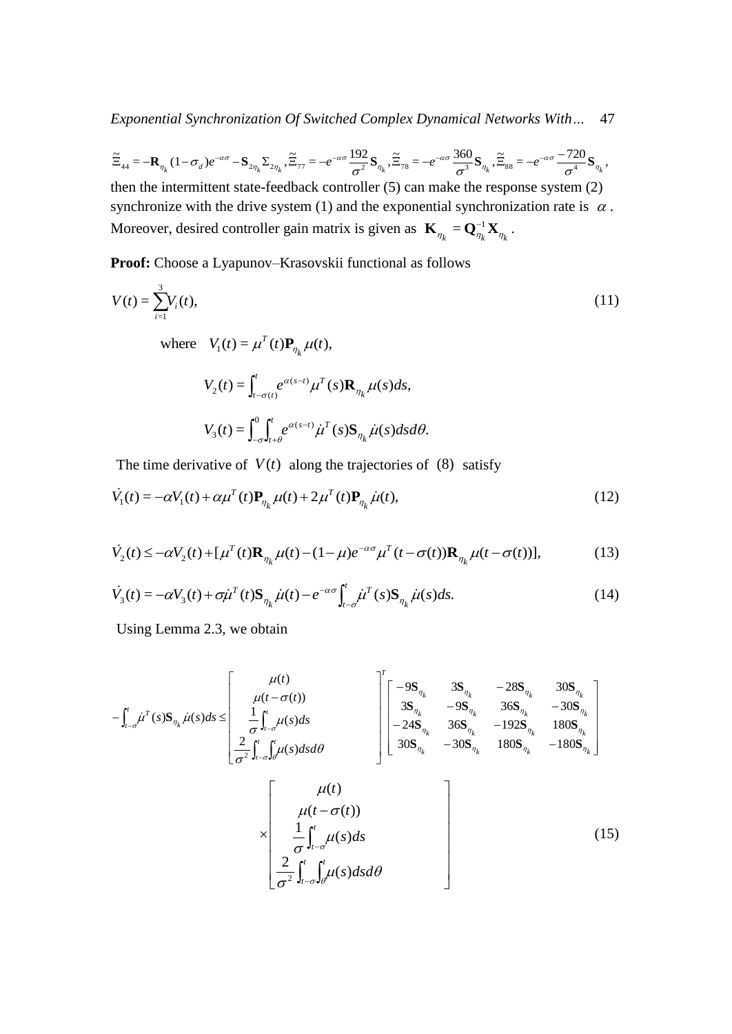$\tilde{\Xi}_{44} = -\mathbf{R}_{\eta_k}(1-\sigma_d)e^{-\alpha\sigma} - \mathbf{S}_{2\eta_k}\Sigma_{2\eta_k}, \tilde{\Xi}_{77} = -e^{-\alpha\sigma}\frac{192}{\sigma^2}\mathbf{S}_{\eta_k}, \tilde{\Xi}_{78} = -e^{-\alpha\sigma}\frac{360}{\sigma^3}\mathbf{S}_{\eta_k}, \tilde{\Xi}_{88} = -e^{-\alpha\sigma}\frac{-720}{\sigma^4}\mathbf{S}_{\eta_k},$

then the intermittent state-feedback controller (5) can make the response system (2) synchronize with the drive system (1) and the exponential synchronization rate is $\alpha$. Moreover, desired controller gain matrix is given as $\mathbf{K}_{\eta_k} = \mathbf{Q}_{\eta_k}^{-1}\mathbf{X}_{\eta_k}$.

**Proof:** Choose a Lyapunov–Krasovskii functional as follows

$$V(t) = \sum_{i=1}^{3} V_i(t), \tag{11}$$

where $V_1(t) = \mu^T(t)\mathbf{P}_{\eta_k}\mu(t),$

$$V_2(t) = \int_{t-\sigma(t)}^{t} e^{\alpha(s-t)}\mu^T(s)\mathbf{R}_{\eta_k}\mu(s)ds,$$

$$V_3(t) = \int_{-\sigma}^{0}\int_{t+\theta}^{t} e^{\alpha(s-t)}\dot{\mu}^T(s)\mathbf{S}_{\eta_k}\dot{\mu}(s)dsd\theta.$$

The time derivative of $V(t)$ along the trajectories of (8) satisfy

$$\dot{V}_1(t) = -\alpha V_1(t) + \alpha\mu^T(t)\mathbf{P}_{\eta_k}\mu(t) + 2\mu^T(t)\mathbf{P}_{\eta_k}\dot{\mu}(t), \tag{12}$$

$$\dot{V}_2(t) \le -\alpha V_2(t) + [\mu^T(t)\mathbf{R}_{\eta_k}\mu(t) - (1-\mu)e^{-\alpha\sigma}\mu^T(t-\sigma(t))\mathbf{R}_{\eta_k}\mu(t-\sigma(t))], \tag{13}$$

$$\dot{V}_3(t) = -\alpha V_3(t) + \sigma\dot{\mu}^T(t)\mathbf{S}_{\eta_k}\dot{\mu}(t) - e^{-\alpha\sigma}\int_{t-\sigma}^{t}\dot{\mu}^T(s)\mathbf{S}_{\eta_k}\dot{\mu}(s)ds. \tag{14}$$

Using Lemma 2.3, we obtain

$$-\int_{t-\sigma}^{t}\dot{\mu}^T(s)\mathbf{S}_{\eta_k}\dot{\mu}(s)ds \le \begin{bmatrix} \mu(t) \\ \mu(t-\sigma(t)) \\ \frac{1}{\sigma}\int_{t-\sigma}^{t}\mu(s)ds \\ \frac{2}{\sigma^2}\int_{t-\sigma}^{t}\int_{\theta}^{t}\mu(s)dsd\theta \end{bmatrix}^T \begin{bmatrix} -9\mathbf{S}_{\eta_k} & 3\mathbf{S}_{\eta_k} & -28\mathbf{S}_{\eta_k} & 30\mathbf{S}_{\eta_k} \\ 3\mathbf{S}_{\eta_k} & -9\mathbf{S}_{\eta_k} & 36\mathbf{S}_{\eta_k} & -30\mathbf{S}_{\eta_k} \\ -24\mathbf{S}_{\eta_k} & 36\mathbf{S}_{\eta_k} & -192\mathbf{S}_{\eta_k} & 180\mathbf{S}_{\eta_k} \\ 30\mathbf{S}_{\eta_k} & -30\mathbf{S}_{\eta_k} & 180\mathbf{S}_{\eta_k} & -180\mathbf{S}_{\eta_k} \end{bmatrix}$$

$$\times \begin{bmatrix} \mu(t) \\ \mu(t-\sigma(t)) \\ \frac{1}{\sigma}\int_{t-\sigma}^{t}\mu(s)ds \\ \frac{2}{\sigma^2}\int_{t-\sigma}^{t}\int_{\theta}^{t}\mu(s)dsd\theta \end{bmatrix} \tag{15}$$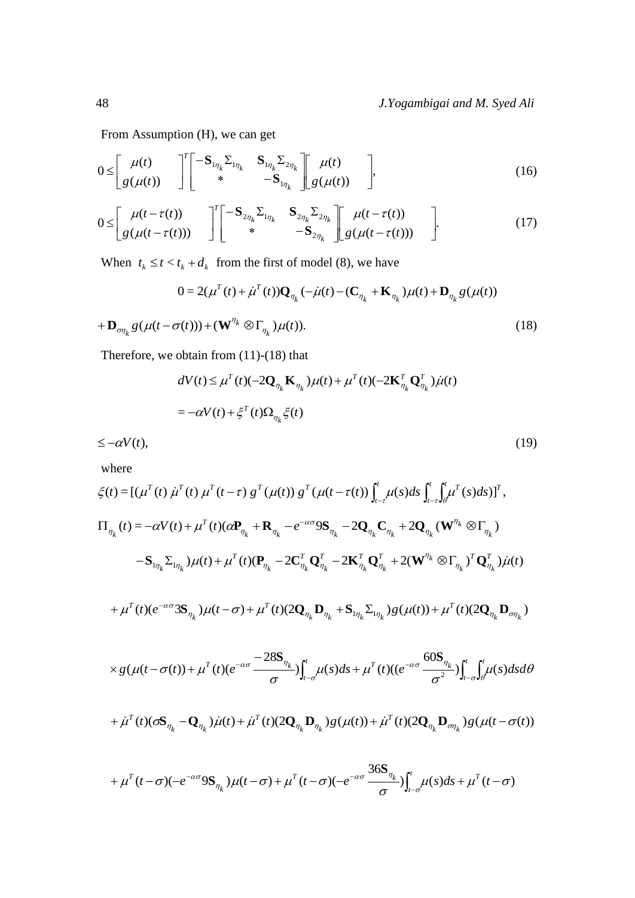From Assumption (H), we can get

$$0 \leq \begin{bmatrix} \mu(t) \\ g(\mu(t)) \end{bmatrix}^T \begin{bmatrix} -\mathbf{S}_{1\eta_k}\Sigma_{1\eta_k} & \mathbf{S}_{1\eta_k}\Sigma_{2\eta_k} \\ * & -\mathbf{S}_{1\eta_k} \end{bmatrix} \begin{bmatrix} \mu(t) \\ g(\mu(t)) \end{bmatrix}, \tag{16}$$

$$0 \leq \begin{bmatrix} \mu(t-\tau(t)) \\ g(\mu(t-\tau(t))) \end{bmatrix}^T \begin{bmatrix} -\mathbf{S}_{2\eta_k}\Sigma_{1\eta_k} & \mathbf{S}_{2\eta_k}\Sigma_{2\eta_k} \\ * & -\mathbf{S}_{2\eta_k} \end{bmatrix} \begin{bmatrix} \mu(t-\tau(t)) \\ g(\mu(t-\tau(t))) \end{bmatrix}. \tag{17}$$

When $t_k \leq t < t_k + d_k$ from the first of model (8), we have

$$0 = 2(\mu^T(t) + \dot{\mu}^T(t))\mathbf{Q}_{\eta_k}(-\dot{\mu}(t) - (\mathbf{C}_{\eta_k} + \mathbf{K}_{\eta_k})\mu(t) + \mathbf{D}_{\eta_k} g(\mu(t))$$

$$+ \mathbf{D}_{\sigma\eta_k} g(\mu(t-\sigma(t))) + (\mathbf{W}^{\eta_k} \otimes \Gamma_{\eta_k})\mu(t)). \tag{18}$$

Therefore, we obtain from (11)-(18) that

$$dV(t) \leq \mu^T(t)(-2\mathbf{Q}_{\eta_k}\mathbf{K}_{\eta_k})\mu(t) + \mu^T(t)(-2\mathbf{K}^T_{\eta_k}\mathbf{Q}^T_{\eta_k})\dot{\mu}(t)$$

$$= -\alpha V(t) + \xi^T(t)\Omega_{\eta_k}\xi(t)$$

$$\leq -\alpha V(t), \tag{19}$$

where

$$\xi(t) = [(\mu^T(t)\ \dot{\mu}^T(t)\ \mu^T(t-\tau)\ g^T(\mu(t))\ g^T(\mu(t-\tau(t)) \int_{t-\tau}^{t}\mu(s)ds \int_{t-\tau}^{t}\int_{\theta}^{t}\mu^T(s)ds)]^T,$$

$$\Pi_{\eta_k}(t) = -\alpha V(t) + \mu^T(t)(\alpha\mathbf{P}_{\eta_k} + \mathbf{R}_{\eta_k} - e^{-\alpha\sigma}9\mathbf{S}_{\eta_k} - 2\mathbf{Q}_{\eta_k}\mathbf{C}_{\eta_k} + 2\mathbf{Q}_{\eta_k}(\mathbf{W}^{\eta_k} \otimes \Gamma_{\eta_k})$$

$$-\mathbf{S}_{1\eta_k}\Sigma_{1\eta_k})\mu(t) + \mu^T(t)(\mathbf{P}_{\eta_k} - 2\mathbf{C}^T_{\eta_k}\mathbf{Q}^T_{\eta_k} - 2\mathbf{K}^T_{\eta_k}\mathbf{Q}^T_{\eta_k} + 2(\mathbf{W}^{\eta_k} \otimes \Gamma_{\eta_k})^T\mathbf{Q}^T_{\eta_k})\dot{\mu}(t)$$

$$+ \mu^T(t)(e^{-\alpha\sigma}3\mathbf{S}_{\eta_k})\mu(t-\sigma) + \mu^T(t)(2\mathbf{Q}_{\eta_k}\mathbf{D}_{\eta_k} + \mathbf{S}_{1\eta_k}\Sigma_{1\eta_k})g(\mu(t)) + \mu^T(t)(2\mathbf{Q}_{\eta_k}\mathbf{D}_{\sigma\eta_k})$$

$$\times g(\mu(t-\sigma(t)) + \mu^T(t)(e^{-\alpha\sigma}\frac{-28\mathbf{S}_{\eta_k}}{\sigma})\int_{t-\sigma}^{t}\mu(s)ds + \mu^T(t)((e^{-\alpha\sigma}\frac{60\mathbf{S}_{\eta_k}}{\sigma^2})\int_{t-\sigma}^{t}\int_{\theta}^{t}\mu(s)dsd\theta$$

$$+ \dot{\mu}^T(t)(\sigma\mathbf{S}_{\eta_k} - \mathbf{Q}_{\eta_k})\dot{\mu}(t) + \dot{\mu}^T(t)(2\mathbf{Q}_{\eta_k}\mathbf{D}_{\eta_k})g(\mu(t)) + \dot{\mu}^T(t)(2\mathbf{Q}_{\eta_k}\mathbf{D}_{\sigma\eta_k})g(\mu(t-\sigma(t))$$

$$+ \mu^T(t-\sigma)(-e^{-\alpha\sigma}9\mathbf{S}_{\eta_k})\mu(t-\sigma) + \mu^T(t-\sigma)(-e^{-\alpha\sigma}\frac{36\mathbf{S}_{\eta_k}}{\sigma})\int_{t-\sigma}^{t}\mu(s)ds + \mu^T(t-\sigma)$$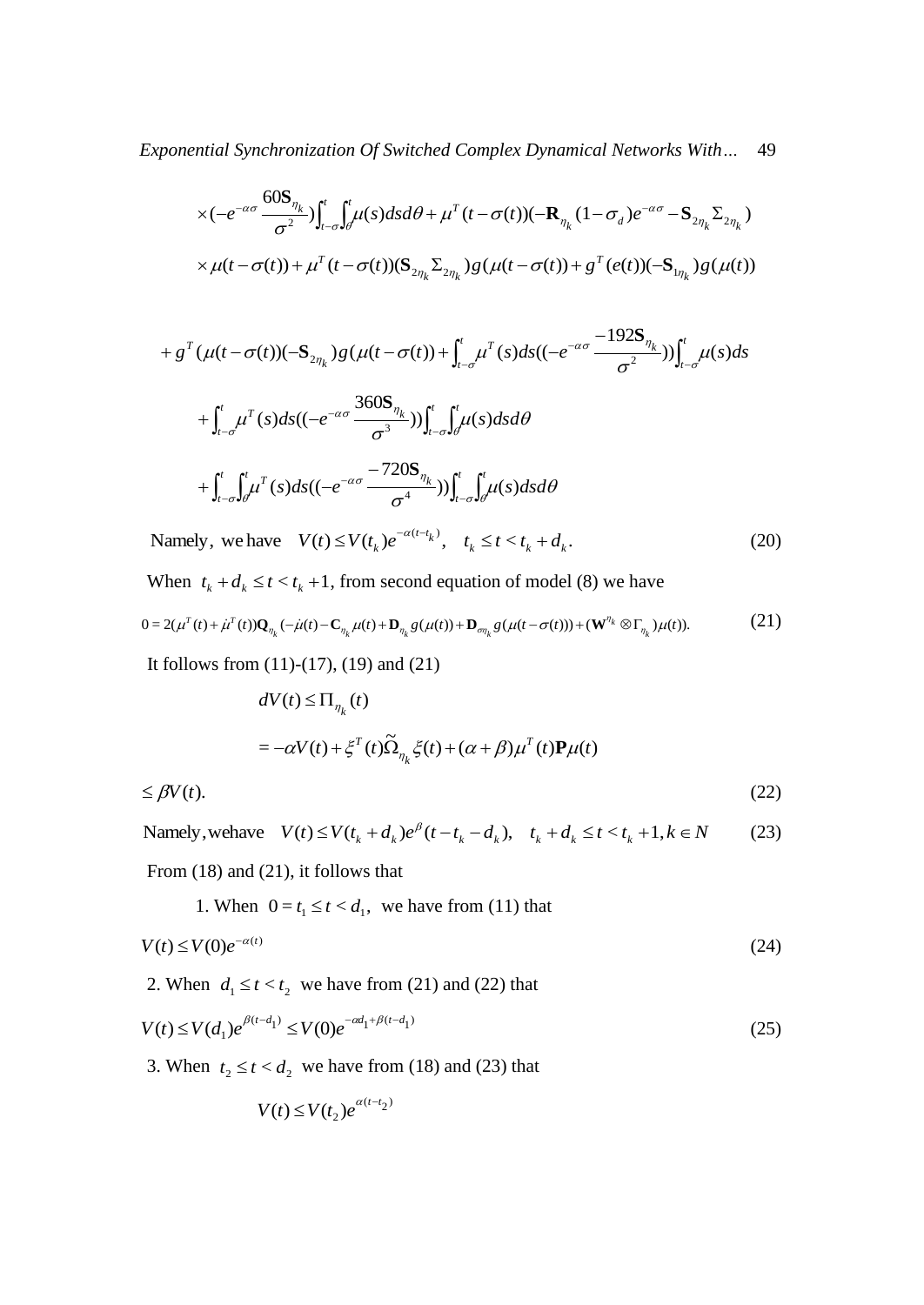$$\times(-e^{-\alpha\sigma}\frac{60\mathbf{S}_{\eta_k}}{\sigma^2})\int_{t-\sigma}^{t}\int_{\theta}^{t}\mu(s)dsd\theta+\mu^T(t-\sigma(t))(-\mathbf{R}_{\eta_k}(1-\sigma_d)e^{-\alpha\sigma}-\mathbf{S}_{2\eta_k}\Sigma_{2\eta_k})$$

$$\times\mu(t-\sigma(t))+\mu^T(t-\sigma(t))(\mathbf{S}_{2\eta_k}\Sigma_{2\eta_k})g(\mu(t-\sigma(t))+g^T(e(t))(-\mathbf{S}_{1\eta_k})g(\mu(t))$$

$$+g^T(\mu(t-\sigma(t))(-\mathbf{S}_{2\eta_k})g(\mu(t-\sigma(t))+\int_{t-\sigma}^{t}\mu^T(s)ds((-e^{-\alpha\sigma}\frac{-192\mathbf{S}_{\eta_k}}{\sigma^2}))\int_{t-\sigma}^{t}\mu(s)ds$$

$$+\int_{t-\sigma}^{t}\mu^T(s)ds((-e^{-\alpha\sigma}\frac{360\mathbf{S}_{\eta_k}}{\sigma^3}))\int_{t-\sigma}^{t}\int_{\theta}^{t}\mu(s)dsd\theta$$

$$+\int_{t-\sigma}^{t}\int_{\theta}^{t}\mu^T(s)ds((-e^{-\alpha\sigma}\frac{-720\mathbf{S}_{\eta_k}}{\sigma^4}))\int_{t-\sigma}^{t}\int_{\theta}^{t}\mu(s)dsd\theta$$

Namely, we have $V(t)\le V(t_k)e^{-\alpha(t-t_k)},\quad t_k\le t<t_k+d_k.$ (20)

When $t_k+d_k\le t<t_k+1$, from second equation of model (8) we have

$$0=2(\mu^T(t)+\dot{\mu}^T(t))\mathbf{Q}_{\eta_k}(-\dot{\mu}(t)-\mathbf{C}_{\eta_k}\mu(t)+\mathbf{D}_{\eta_k}g(\mu(t))+\mathbf{D}_{\sigma\eta_k}g(\mu(t-\sigma(t)))+(\mathbf{W}^{\eta_k}\otimes\Gamma_{\eta_k})\mu(t)). \tag{21}$$

It follows from (11)-(17), (19) and (21)

$$dV(t)\le\Pi_{\eta_k}(t)$$

$$=-\alpha V(t)+\xi^T(t)\widetilde{\Omega}_{\eta_k}\xi(t)+(\alpha+\beta)\mu^T(t)\mathbf{P}\mu(t)$$

$$\le\beta V(t). \tag{22}$$

Namely, we have $V(t)\le V(t_k+d_k)e^{\beta}(t-t_k-d_k),\quad t_k+d_k\le t<t_k+1, k\in N$ (23)

From (18) and (21), it follows that

1. When $0=t_1\le t<d_1$, we have from (11) that

$$V(t)\le V(0)e^{-\alpha(t)} \tag{24}$$

2. When $d_1\le t<t_2$ we have from (21) and (22) that

$$V(t)\le V(d_1)e^{\beta(t-d_1)}\le V(0)e^{-\alpha d_1+\beta(t-d_1)} \tag{25}$$

3. When $t_2\le t<d_2$ we have from (18) and (23) that

$$V(t)\le V(t_2)e^{\alpha(t-t_2)}$$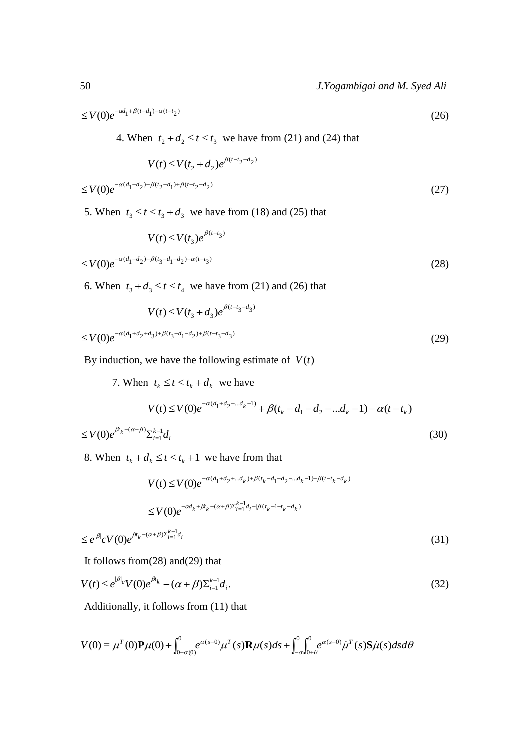$$\leq V(0)e^{-\alpha d_1+\beta(t-d_1)-\alpha(t-t_2)} \tag{26}$$

4. When $t_2+d_2 \leq t < t_3$ we have from (21) and (24) that

$$V(t) \leq V(t_2+d_2)e^{\beta(t-t_2-d_2)}$$

$$\leq V(0)e^{-\alpha(d_1+d_2)+\beta(t_2-d_1)+\beta(t-t_2-d_2)} \tag{27}$$

5. When $t_3 \leq t < t_3+d_3$ we have from (18) and (25) that

$$V(t) \leq V(t_3)e^{\beta(t-t_3)}$$

$$\leq V(0)e^{-\alpha(d_1+d_2)+\beta(t_3-d_1-d_2)-\alpha(t-t_3)} \tag{28}$$

6. When $t_3+d_3 \leq t < t_4$ we have from (21) and (26) that

$$V(t) \leq V(t_3+d_3)e^{\beta(t-t_3-d_3)}$$

$$\leq V(0)e^{-\alpha(d_1+d_2+d_3)+\beta(t_3-d_1-d_2)+\beta(t-t_3-d_3)} \tag{29}$$

By induction, we have the following estimate of $V(t)$

7. When $t_k \leq t < t_k+d_k$ we have

$$V(t) \leq V(0)e^{-\alpha(d_1+d_2+\ldots d_k-1)}+\beta(t_k-d_1-d_2-\ldots d_k-1)-\alpha(t-t_k)$$

$$\leq V(0)e^{\beta t_k-(\alpha+\beta)}\Sigma_{i=1}^{k-1}d_i \tag{30}$$

8. When $t_k+d_k \leq t < t_k+1$ we have from that

$$V(t) \leq V(0)e^{-\alpha(d_1+d_2+\ldots d_k)+\beta(t_k-d_1-d_2-\ldots d_k-1)+\beta(t-t_k-d_k)}$$

$$\leq V(0)e^{-\alpha d_k+\beta t_k-(\alpha+\beta)\Sigma_{i=1}^{k-1}d_i+|\beta|(t_k+1-t_k-d_k)}$$

$$\leq e^{|\beta|}cV(0)e^{\beta t_k-(\alpha+\beta)\Sigma_{i=1}^{k-1}d_i} \tag{31}$$

It follows from(28) and(29) that

$$V(t) \leq e^{|\beta|c}V(0)e^{\beta t_k}-(\alpha+\beta)\Sigma_{i=1}^{k-1}d_i. \tag{32}$$

Additionally, it follows from (11) that

$$V(0) = \mu^T(0)\mathbf{P}\mu(0)+\int_{0-\sigma(0)}^{0}e^{\alpha(s-0)}\mu^T(s)\mathbf{R}\mu(s)ds+\int_{-\sigma}^{0}\int_{0+\theta}^{0}e^{\alpha(s-0)}\dot{\mu}^T(s)\mathbf{S}\dot{\mu}(s)dsd\theta$$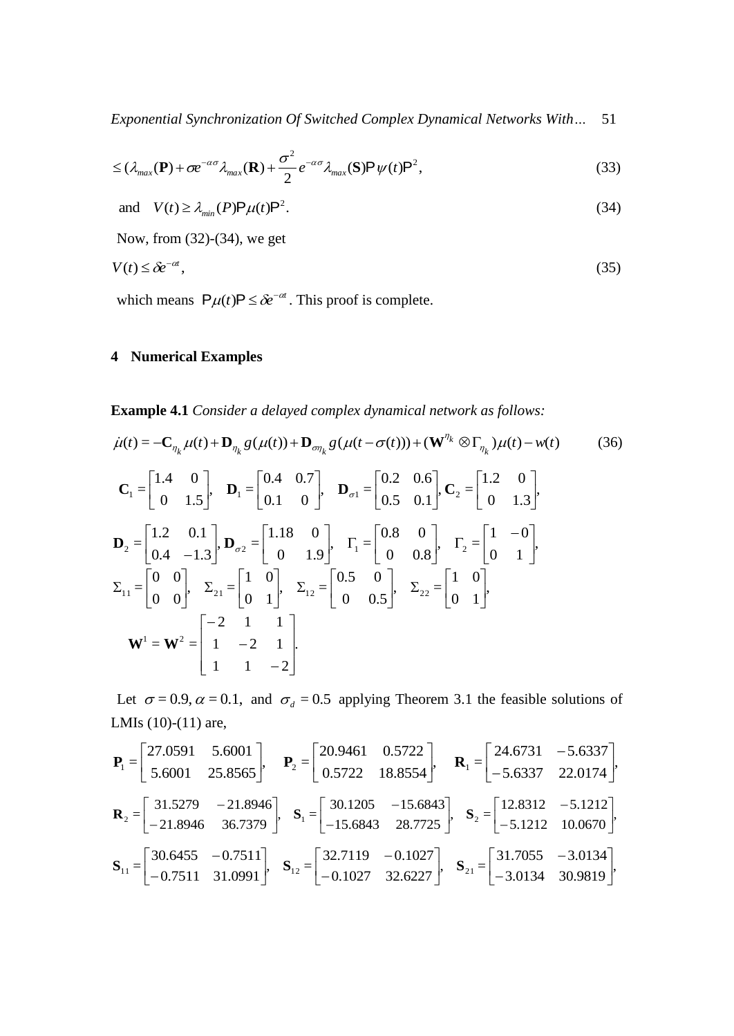$$\leq (\lambda_{max}(\mathbf{P}) + \sigma e^{-\alpha\sigma}\lambda_{max}(\mathbf{R}) + \frac{\sigma^2}{2}e^{-\alpha\sigma}\lambda_{max}(\mathbf{S})\|\psi(t)\|^2, \tag{33}$$

and $V(t) \geq \lambda_{min}(P)\|\mu(t)\|^2.$ (34)

Now, from (32)-(34), we get

$$V(t) \leq \delta e^{-\alpha t}, \tag{35}$$

which means $\|\mu(t)\| \leq \delta e^{-\alpha t}$. This proof is complete.

## 4 Numerical Examples

**Example 4.1** *Consider a delayed complex dynamical network as follows:*

$$\dot{\mu}(t) = -\mathbf{C}_{\eta_k}\mu(t) + \mathbf{D}_{\eta_k}g(\mu(t)) + \mathbf{D}_{\sigma\eta_k}g(\mu(t-\sigma(t))) + (\mathbf{W}^{\eta_k} \otimes \Gamma_{\eta_k})\mu(t) - w(t) \tag{36}$$

$$\mathbf{C}_1 = \begin{bmatrix} 1.4 & 0 \\ 0 & 1.5 \end{bmatrix}, \quad \mathbf{D}_1 = \begin{bmatrix} 0.4 & 0.7 \\ 0.1 & 0 \end{bmatrix}, \quad \mathbf{D}_{\sigma 1} = \begin{bmatrix} 0.2 & 0.6 \\ 0.5 & 0.1 \end{bmatrix}, \mathbf{C}_2 = \begin{bmatrix} 1.2 & 0 \\ 0 & 1.3 \end{bmatrix},$$

$$\mathbf{D}_2 = \begin{bmatrix} 1.2 & 0.1 \\ 0.4 & -1.3 \end{bmatrix}, \mathbf{D}_{\sigma 2} = \begin{bmatrix} 1.18 & 0 \\ 0 & 1.9 \end{bmatrix}, \quad \Gamma_1 = \begin{bmatrix} 0.8 & 0 \\ 0 & 0.8 \end{bmatrix}, \quad \Gamma_2 = \begin{bmatrix} 1 & -0 \\ 0 & 1 \end{bmatrix},$$

$$\Sigma_{11} = \begin{bmatrix} 0 & 0 \\ 0 & 0 \end{bmatrix}, \quad \Sigma_{21} = \begin{bmatrix} 1 & 0 \\ 0 & 1 \end{bmatrix}, \quad \Sigma_{12} = \begin{bmatrix} 0.5 & 0 \\ 0 & 0.5 \end{bmatrix}, \quad \Sigma_{22} = \begin{bmatrix} 1 & 0 \\ 0 & 1 \end{bmatrix},$$

$$\mathbf{W}^1 = \mathbf{W}^2 = \begin{bmatrix} -2 & 1 & 1 \\ 1 & -2 & 1 \\ 1 & 1 & -2 \end{bmatrix}.$$

Let $\sigma = 0.9, \alpha = 0.1$, and $\sigma_d = 0.5$ applying Theorem 3.1 the feasible solutions of LMIs (10)-(11) are,

$$\mathbf{P}_1 = \begin{bmatrix} 27.0591 & 5.6001 \\ 5.6001 & 25.8565 \end{bmatrix}, \quad \mathbf{P}_2 = \begin{bmatrix} 20.9461 & 0.5722 \\ 0.5722 & 18.8554 \end{bmatrix}, \quad \mathbf{R}_1 = \begin{bmatrix} 24.6731 & -5.6337 \\ -5.6337 & 22.0174 \end{bmatrix},$$

$$\mathbf{R}_2 = \begin{bmatrix} 31.5279 & -21.8946 \\ -21.8946 & 36.7379 \end{bmatrix}, \quad \mathbf{S}_1 = \begin{bmatrix} 30.1205 & -15.6843 \\ -15.6843 & 28.7725 \end{bmatrix}, \quad \mathbf{S}_2 = \begin{bmatrix} 12.8312 & -5.1212 \\ -5.1212 & 10.0670 \end{bmatrix},$$

$$\mathbf{S}_{11} = \begin{bmatrix} 30.6455 & -0.7511 \\ -0.7511 & 31.0991 \end{bmatrix}, \quad \mathbf{S}_{12} = \begin{bmatrix} 32.7119 & -0.1027 \\ -0.1027 & 32.6227 \end{bmatrix}, \quad \mathbf{S}_{21} = \begin{bmatrix} 31.7055 & -3.0134 \\ -3.0134 & 30.9819 \end{bmatrix},$$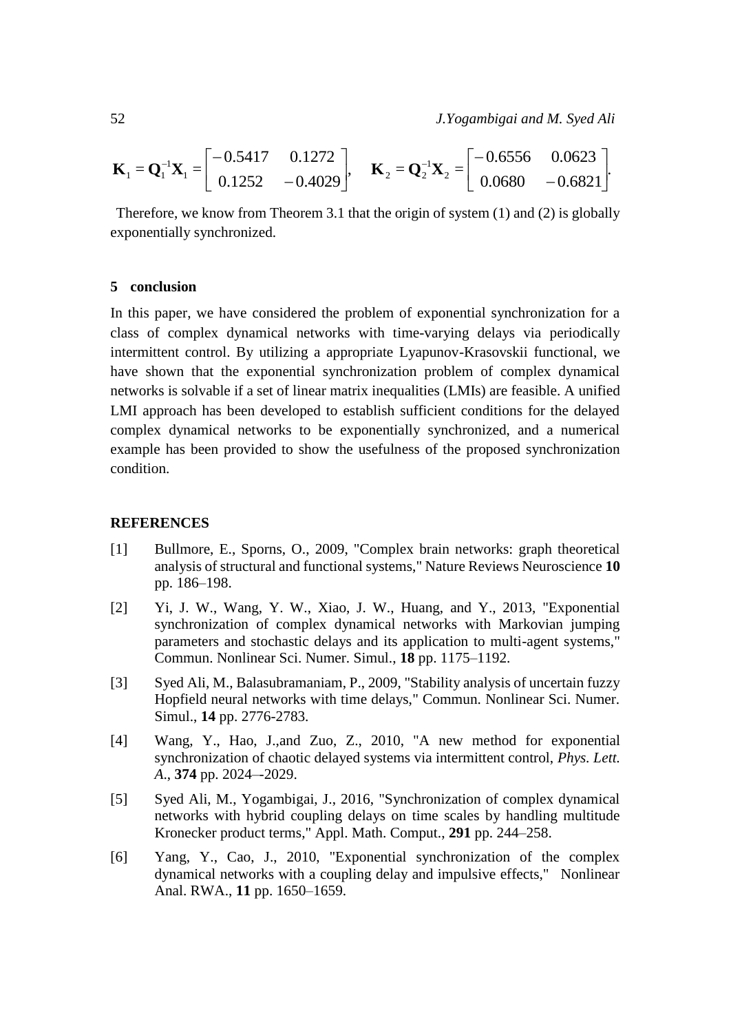$$\mathbf{K}_1 = \mathbf{Q}_1^{-1}\mathbf{X}_1 = \begin{bmatrix} -0.5417 & 0.1272 \\ 0.1252 & -0.4029 \end{bmatrix}, \quad \mathbf{K}_2 = \mathbf{Q}_2^{-1}\mathbf{X}_2 = \begin{bmatrix} -0.6556 & 0.0623 \\ 0.0680 & -0.6821 \end{bmatrix}.$$

Therefore, we know from Theorem 3.1 that the origin of system (1) and (2) is globally exponentially synchronized.

## 5 conclusion

In this paper, we have considered the problem of exponential synchronization for a class of complex dynamical networks with time-varying delays via periodically intermittent control. By utilizing a appropriate Lyapunov-Krasovskii functional, we have shown that the exponential synchronization problem of complex dynamical networks is solvable if a set of linear matrix inequalities (LMIs) are feasible. A unified LMI approach has been developed to establish sufficient conditions for the delayed complex dynamical networks to be exponentially synchronized, and a numerical example has been provided to show the usefulness of the proposed synchronization condition.

## REFERENCES

[1] Bullmore, E., Sporns, O., 2009, "Complex brain networks: graph theoretical analysis of structural and functional systems," Nature Reviews Neuroscience **10** pp. 186–198.

[2] Yi, J. W., Wang, Y. W., Xiao, J. W., Huang, and Y., 2013, "Exponential synchronization of complex dynamical networks with Markovian jumping parameters and stochastic delays and its application to multi-agent systems," Commun. Nonlinear Sci. Numer. Simul., **18** pp. 1175–1192.

[3] Syed Ali, M., Balasubramaniam, P., 2009, "Stability analysis of uncertain fuzzy Hopfield neural networks with time delays," Commun. Nonlinear Sci. Numer. Simul., **14** pp. 2776-2783.

[4] Wang, Y., Hao, J.,and Zuo, Z., 2010, "A new method for exponential synchronization of chaotic delayed systems via intermittent control, *Phys. Lett. A.*, **374** pp. 2024–-2029.

[5] Syed Ali, M., Yogambigai, J., 2016, "Synchronization of complex dynamical networks with hybrid coupling delays on time scales by handling multitude Kronecker product terms," Appl. Math. Comput., **291** pp. 244–258.

[6] Yang, Y., Cao, J., 2010, "Exponential synchronization of the complex dynamical networks with a coupling delay and impulsive effects," Nonlinear Anal. RWA., **11** pp. 1650–1659.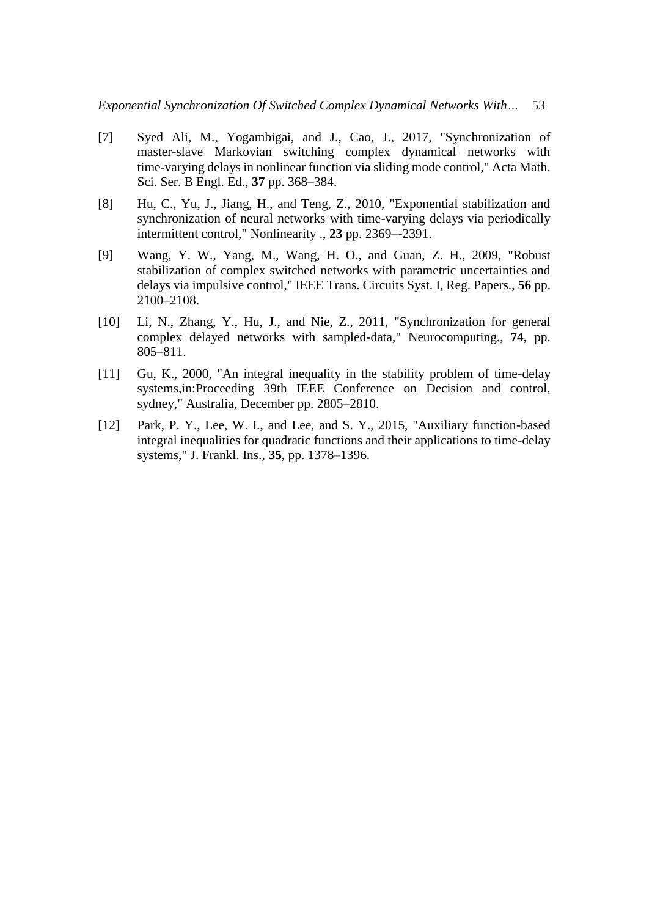[7] Syed Ali, M., Yogambigai, and J., Cao, J., 2017, "Synchronization of master-slave Markovian switching complex dynamical networks with time-varying delays in nonlinear function via sliding mode control," Acta Math. Sci. Ser. B Engl. Ed., **37** pp. 368–384.

[8] Hu, C., Yu, J., Jiang, H., and Teng, Z., 2010, "Exponential stabilization and synchronization of neural networks with time-varying delays via periodically intermittent control," Nonlinearity ., **23** pp. 2369–-2391.

[9] Wang, Y. W., Yang, M., Wang, H. O., and Guan, Z. H., 2009, "Robust stabilization of complex switched networks with parametric uncertainties and delays via impulsive control," IEEE Trans. Circuits Syst. I, Reg. Papers., **56** pp. 2100–2108.

[10] Li, N., Zhang, Y., Hu, J., and Nie, Z., 2011, "Synchronization for general complex delayed networks with sampled-data," Neurocomputing., **74**, pp. 805–811.

[11] Gu, K., 2000, "An integral inequality in the stability problem of time-delay systems,in:Proceeding 39th IEEE Conference on Decision and control, sydney," Australia, December pp. 2805–2810.

[12] Park, P. Y., Lee, W. I., and Lee, and S. Y., 2015, "Auxiliary function-based integral inequalities for quadratic functions and their applications to time-delay systems," J. Frankl. Ins., **35**, pp. 1378–1396.